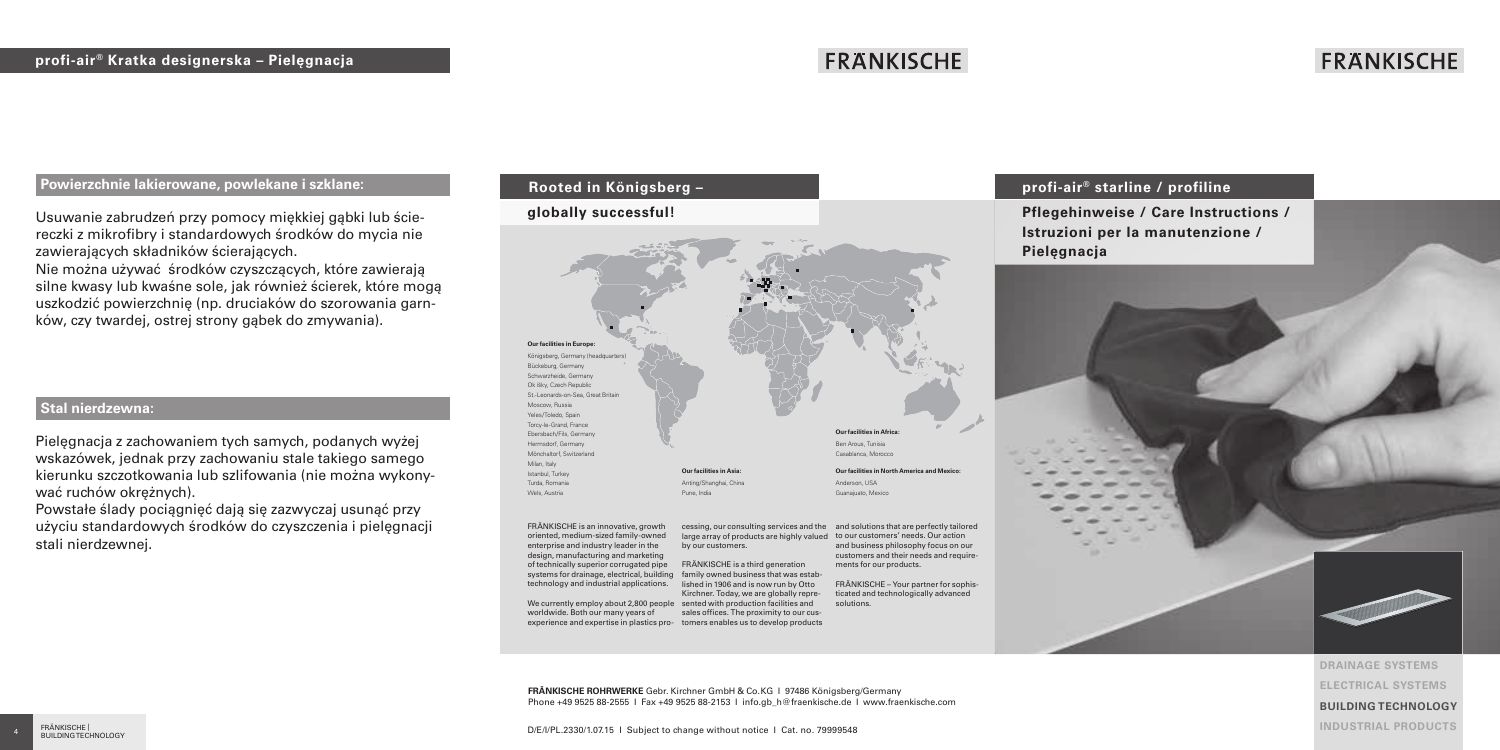## profi-air® Kratka designerska – Pielęgnacja

### Powierzchnie lakierowane, powlekane i szklane:

Usuwanie zabrudzeń przy pomocy miękkiej gąbki lub ściereczki z mikrofibry i standardowych środków do mycia nie zawierających składników ścierających.
Nie można używać środków czyszczących, które zawierają silne kwasy lub kwaśne sole, jak również ścierek, które mogą uszkodzić powierzchnię (np. druciaków do szorowania garnków, czy twardej, ostrej strony gąbek do zmywania).

### Stal nierdzewna:

Pielęgnacja z zachowaniem tych samych, podanych wyżej wskazówek, jednak przy zachowaniu stale takiego samego kierunku szczotkowania lub szlifowania (nie można wykonywać ruchów okrężnych).
Powstałe ślady pociągnięć dają się zazwyczaj usunąć przy użyciu standardowych środków do czyszczenia i pielęgnacji stali nierdzewnej.

## Rooted in Königsberg – globally successful!

**Our facilities in Europe:**
Königsberg, Germany (headquarters)
Bückeburg, Germany
Schwarzheide, Germany
Okříšky, Czech Republic
St.-Leonards-on-Sea, Great Britain
Moscow, Russia
Yeles/Toledo, Spain
Torcy-le-Grand, France
Ebersbach/Fils, Germany
Hermsdorf, Germany
Mönchaltorf, Switzerland
Milan, Italy
Istanbul, Turkey
Turda, Romania
Wels, Austria

**Our facilities in Asia:**
Anting/Shanghai, China
Pune, India

**Our facilities in Africa:**
Ben Arous, Tunisia
Casablanca, Morocco

**Our facilities in North America and Mexico:**
Anderson, USA
Guanajuato, Mexico

FRÄNKISCHE is an innovative, growth oriented, medium-sized family-owned enterprise and industry leader in the design, manufacturing and marketing of technically superior corrugated pipe systems for drainage, electrical, building technology and industrial applications.

We currently employ about 2,800 people worldwide. Both our many years of experience and expertise in plastics processing, our consulting services and the large array of products are highly valued by our customers.

FRÄNKISCHE is a third generation family owned business that was established in 1906 and is now run by Otto Kirchner. Today, we are globally represented with production facilities and sales offices. The proximity to our customers enables us to develop products and solutions that are perfectly tailored to our customers' needs. Our action and business philosophy focus on our customers and their needs and requirements for our products.

FRÄNKISCHE – Your partner for sophisticated and technologically advanced solutions.

**FRÄNKISCHE ROHRWERKE** Gebr. Kirchner GmbH & Co.KG I 97486 Königsberg/Germany
Phone +49 9525 88-2555 I Fax +49 9525 88-2153 I info.gb_h@fraenkische.de I www.fraenkische.com

D/E/I/PL.2330/1.07.15 I Subject to change without notice I Cat. no. 79999548

## profi-air® starline / profiline

**Pflegehinweise / Care Instructions / Istruzioni per la manutenzione / Pielęgnacja**

DRAINAGE SYSTEMS
ELECTRICAL SYSTEMS
BUILDING TECHNOLOGY
INDUSTRIAL PRODUCTS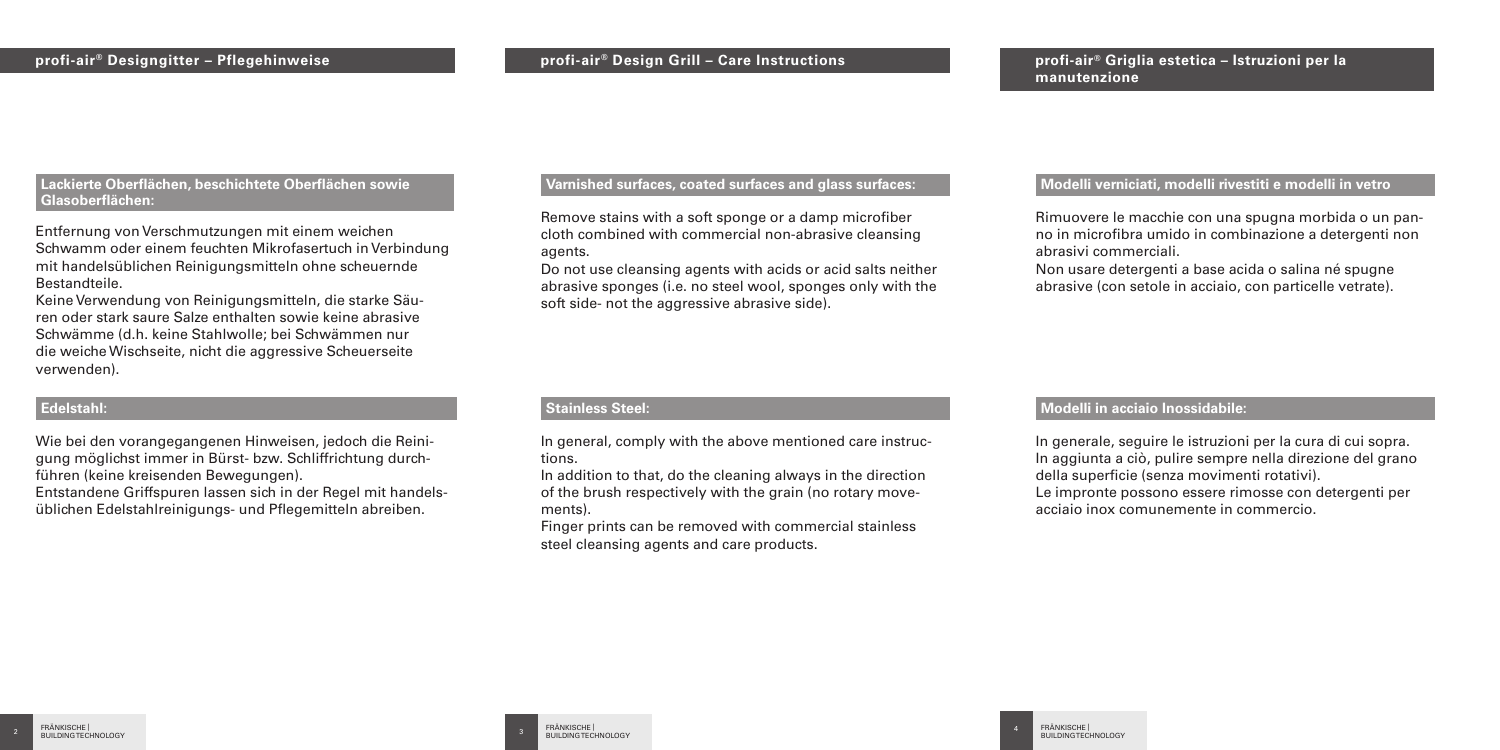## profi-air® Designgitter – Pflegehinweise

### Lackierte Oberflächen, beschichtete Oberflächen sowie Glasoberflächen:

Entfernung von Verschmutzungen mit einem weichen Schwamm oder einem feuchten Mikrofasertuch in Verbindung mit handelsüblichen Reinigungsmitteln ohne scheuernde Bestandteile.

Keine Verwendung von Reinigungsmitteln, die starke Säuren oder stark saure Salze enthalten sowie keine abrasive Schwämme (d.h. keine Stahlwolle; bei Schwämmen nur die weiche Wischseite, nicht die aggressive Scheuerseite verwenden).

### Edelstahl:

Wie bei den vorangegangenen Hinweisen, jedoch die Reinigung möglichst immer in Bürst- bzw. Schliffrichtung durchführen (keine kreisenden Bewegungen).

Entstandene Griffspuren lassen sich in der Regel mit handelsüblichen Edelstahlreinigungs- und Pflegemitteln abreiben.

## profi-air® Design Grill – Care Instructions

### Varnished surfaces, coated surfaces and glass surfaces:

Remove stains with a soft sponge or a damp microfiber cloth combined with commercial non-abrasive cleansing agents.

Do not use cleansing agents with acids or acid salts neither abrasive sponges (i.e. no steel wool, sponges only with the soft side- not the aggressive abrasive side).

### Stainless Steel:

In general, comply with the above mentioned care instructions.

In addition to that, do the cleaning always in the direction of the brush respectively with the grain (no rotary movements).

Finger prints can be removed with commercial stainless steel cleansing agents and care products.

## profi-air® Griglia estetica – Istruzioni per la manutenzione

### Modelli verniciati, modelli rivestiti e modelli in vetro

Rimuovere le macchie con una spugna morbida o un panno in microfibra umido in combinazione a detergenti non abrasivi commerciali.

Non usare detergenti a base acida o salina né spugne abrasive (con setole in acciaio, con particelle vetrate).

### Modelli in acciaio Inossidabile:

In generale, seguire le istruzioni per la cura di cui sopra.

In aggiunta a ciò, pulire sempre nella direzione del grano della superficie (senza movimenti rotativi).

Le impronte possono essere rimosse con detergenti per acciaio inox comunemente in commercio.